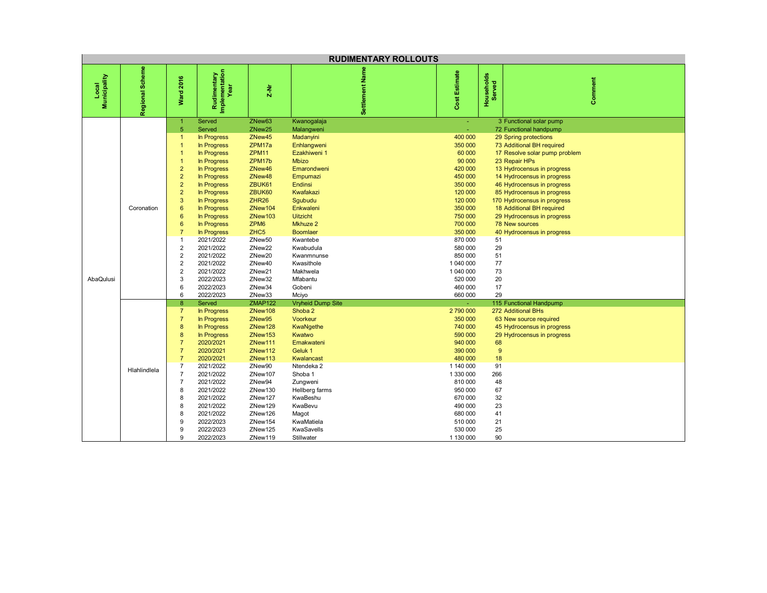# RUDIMENTARY ROLLOUTS

| Local Municipality | Regional Scheme | Ward 2016 | Rudimentary Implementation Year | Z-Nr | Settlement Name | Cost Estimate | Households Served | Comment |
|---|---|---|---|---|---|---|---|---|
| AbaQulusi | Coronation | 1 | Served | ZNew63 | Kwanogalaja | - | 3 | Functional solar pump |
| | | 5 | Served | ZNew25 | Malangweni | - | 72 | Functional handpump |
| | | 1 | In Progress | ZNew45 | Madanyini | 400 000 | 29 | Spring protections |
| | | 1 | In Progress | ZPM17a | Enhlangweni | 350 000 | 73 | Additional BH required |
| | | 1 | In Progress | ZPM11 | Ezakhiweni 1 | 60 000 | 17 | Resolve solar pump problem |
| | | 1 | In Progress | ZPM17b | Mbizo | 90 000 | 23 | Repair HPs |
| | | 2 | In Progress | ZNew46 | Emarondweni | 420 000 | 13 | Hydrocensus in progress |
| | | 2 | In Progress | ZNew48 | Empumazi | 450 000 | 14 | Hydrocensus in progress |
| | | 2 | In Progress | ZBUK61 | Endinsi | 350 000 | 46 | Hydrocensus in progress |
| | | 2 | In Progress | ZBUK60 | Kwafakazi | 120 000 | 85 | Hydrocensus in progress |
| | | 3 | In Progress | ZHR26 | Sgubudu | 120 000 | 170 | Hydrocensus in progress |
| | | 6 | In Progress | ZNew104 | Enkwaleni | 350 000 | 18 | Additional BH required |
| | | 6 | In Progress | ZNew103 | Uitzicht | 750 000 | 29 | Hydrocensus in progress |
| | | 6 | In Progress | ZPM6 | Mkhuze 2 | 700 000 | 78 | New sources |
| | | 7 | In Progress | ZHC5 | Boomlaer | 350 000 | 40 | Hydrocensus in progress |
| | | 1 | 2021/2022 | ZNew50 | Kwantebe | 870 000 | 51 | |
| | | 2 | 2021/2022 | ZNew22 | Kwabudula | 580 000 | 29 | |
| | | 2 | 2021/2022 | ZNew20 | Kwanmnunse | 850 000 | 51 | |
| | | 2 | 2021/2022 | ZNew40 | Kwasithole | 1 040 000 | 77 | |
| | | 2 | 2021/2022 | ZNew21 | Makhwela | 1 040 000 | 73 | |
| | | 3 | 2022/2023 | ZNew32 | Mfabantu | 520 000 | 20 | |
| | | 6 | 2022/2023 | ZNew34 | Gobeni | 460 000 | 17 | |
| | | 6 | 2022/2023 | ZNew33 | Mciyo | 660 000 | 29 | |
| | Hlahlindlela | 8 | Served | ZMAP122 | Vryheid Dump Site | - | 115 | Functional Handpump |
| | | 7 | In Progress | ZNew108 | Shoba 2 | 2 790 000 | 272 | Additional BHs |
| | | 7 | In Progress | ZNew95 | Voorkeur | 350 000 | 63 | New source required |
| | | 8 | In Progress | ZNew128 | KwaNgethe | 740 000 | 45 | Hydrocensus in progress |
| | | 8 | In Progress | ZNew153 | Kwatwo | 590 000 | 29 | Hydrocensus in progress |
| | | 7 | 2020/2021 | ZNew111 | Emakwateni | 940 000 | 68 | |
| | | 7 | 2020/2021 | ZNew112 | Geluk 1 | 390 000 | 9 | |
| | | 7 | 2020/2021 | ZNew113 | Kwalancast | 480 000 | 18 | |
| | | 7 | 2021/2022 | ZNew90 | Ntendeka 2 | 1 140 000 | 91 | |
| | | 7 | 2021/2022 | ZNew107 | Shoba 1 | 1 330 000 | 266 | |
| | | 7 | 2021/2022 | ZNew94 | Zungweni | 810 000 | 48 | |
| | | 8 | 2021/2022 | ZNew130 | Hellberg farms | 950 000 | 67 | |
| | | 8 | 2021/2022 | ZNew127 | KwaBeshu | 670 000 | 32 | |
| | | 8 | 2021/2022 | ZNew129 | KwaBevu | 490 000 | 23 | |
| | | 8 | 2021/2022 | ZNew126 | Magot | 680 000 | 41 | |
| | | 9 | 2022/2023 | ZNew154 | KwaMatiela | 510 000 | 21 | |
| | | 9 | 2022/2023 | ZNew125 | KwaSavells | 530 000 | 25 | |
| | | 9 | 2022/2023 | ZNew119 | Stillwater | 1 130 000 | 90 | |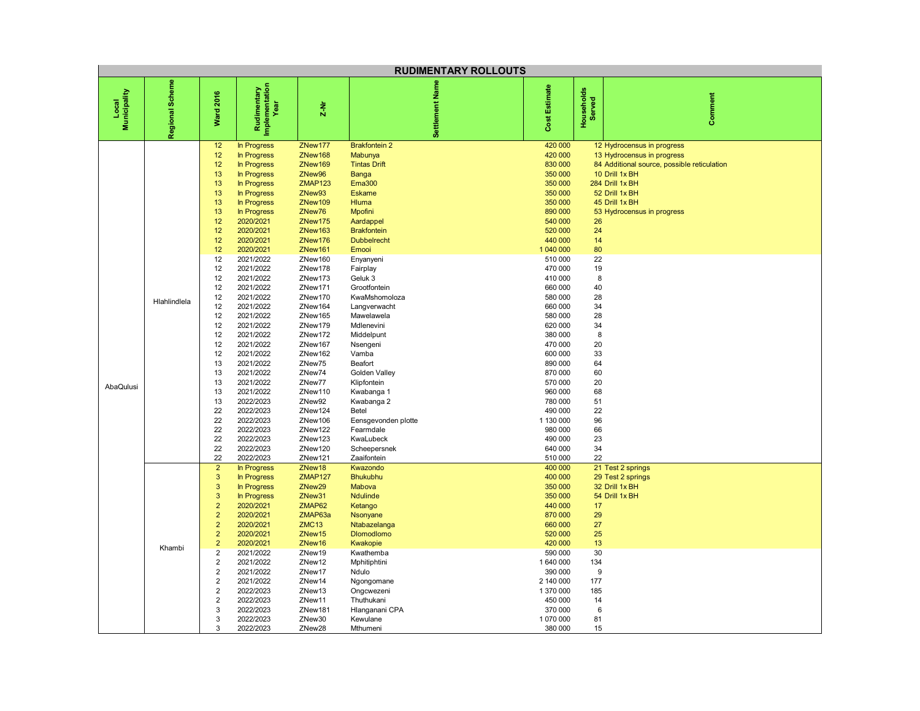| RUDIMENTARY ROLLOUTS | | | | | | | | |
|---|---|---|---|---|---|---|---|---|
| **Local Municipality** | **Regional Scheme** | **Ward 2016** | **Rudimentary Implementation Year** | **Z-Nr** | **Settlement Name** | **Cost Estimate** | **Households Served** | **Comment** |
| AbaQulusi | Hlahlindlela | 12 | In Progress | ZNew177 | Brakfontein 2 | 420 000 | 12 | Hydrocensus in progress |
| | | 12 | In Progress | ZNew168 | Mabunya | 420 000 | 13 | Hydrocensus in progress |
| | | 12 | In Progress | ZNew169 | Tintas Drift | 830 000 | 84 | Additional source, possible reticulation |
| | | 13 | In Progress | ZNew96 | Banga | 350 000 | 10 | Drill 1x BH |
| | | 13 | In Progress | ZMAP123 | Ema300 | 350 000 | 284 | Drill 1x BH |
| | | 13 | In Progress | ZNew93 | Eskame | 350 000 | 52 | Drill 1x BH |
| | | 13 | In Progress | ZNew109 | Hluma | 350 000 | 45 | Drill 1x BH |
| | | 13 | In Progress | ZNew76 | Mpofini | 890 000 | 53 | Hydrocensus in progress |
| | | 12 | 2020/2021 | ZNew175 | Aardappel | 540 000 | 26 | |
| | | 12 | 2020/2021 | ZNew163 | Brakfontein | 520 000 | 24 | |
| | | 12 | 2020/2021 | ZNew176 | Dubbelrecht | 440 000 | 14 | |
| | | 12 | 2020/2021 | ZNew161 | Emooi | 1 040 000 | 80 | |
| | | 12 | 2021/2022 | ZNew160 | Enyanyeni | 510 000 | 22 | |
| | | 12 | 2021/2022 | ZNew178 | Fairplay | 470 000 | 19 | |
| | | 12 | 2021/2022 | ZNew173 | Geluk 3 | 410 000 | 8 | |
| | | 12 | 2021/2022 | ZNew171 | Grootfontein | 660 000 | 40 | |
| | | 12 | 2021/2022 | ZNew170 | KwaMshomoloza | 580 000 | 28 | |
| | | 12 | 2021/2022 | ZNew164 | Langverwacht | 660 000 | 34 | |
| | | 12 | 2021/2022 | ZNew165 | Mawelawela | 580 000 | 28 | |
| | | 12 | 2021/2022 | ZNew179 | Mdlenevini | 620 000 | 34 | |
| | | 12 | 2021/2022 | ZNew172 | Middelpunt | 380 000 | 8 | |
| | | 12 | 2021/2022 | ZNew167 | Nsengeni | 470 000 | 20 | |
| | | 12 | 2021/2022 | ZNew162 | Vamba | 600 000 | 33 | |
| | | 13 | 2021/2022 | ZNew75 | Beafort | 890 000 | 64 | |
| | | 13 | 2021/2022 | ZNew74 | Golden Valley | 870 000 | 60 | |
| | | 13 | 2021/2022 | ZNew77 | Klipfontein | 570 000 | 20 | |
| | | 13 | 2021/2022 | ZNew110 | Kwabanga 1 | 960 000 | 68 | |
| | | 13 | 2022/2023 | ZNew92 | Kwabanga 2 | 780 000 | 51 | |
| | | 22 | 2022/2023 | ZNew124 | Betel | 490 000 | 22 | |
| | | 22 | 2022/2023 | ZNew106 | Eensgevonden plotte | 1 130 000 | 96 | |
| | | 22 | 2022/2023 | ZNew122 | Fearmdale | 980 000 | 66 | |
| | | 22 | 2022/2023 | ZNew123 | KwaLubeck | 490 000 | 23 | |
| | | 22 | 2022/2023 | ZNew120 | Scheepersnek | 640 000 | 34 | |
| | | 22 | 2022/2023 | ZNew121 | Zaaifontein | 510 000 | 22 | |
| | Khambi | 2 | In Progress | ZNew18 | Kwazondo | 400 000 | 21 | Test 2 springs |
| | | 3 | In Progress | ZMAP127 | Bhukubhu | 400 000 | 29 | Test 2 springs |
| | | 3 | In Progress | ZNew29 | Mabova | 350 000 | 32 | Drill 1x BH |
| | | 3 | In Progress | ZNew31 | Ndulinde | 350 000 | 54 | Drill 1x BH |
| | | 2 | 2020/2021 | ZMAP62 | Ketango | 440 000 | 17 | |
| | | 2 | 2020/2021 | ZMAP63a | Nsonyane | 870 000 | 29 | |
| | | 2 | 2020/2021 | ZMC13 | Ntabazelanga | 660 000 | 27 | |
| | | 2 | 2020/2021 | ZNew15 | Dlomodlomo | 520 000 | 25 | |
| | | 2 | 2020/2021 | ZNew16 | Kwakopie | 420 000 | 13 | |
| | | 2 | 2021/2022 | ZNew19 | Kwathemba | 590 000 | 30 | |
| | | 2 | 2021/2022 | ZNew12 | Mphitiphtini | 1 640 000 | 134 | |
| | | 2 | 2021/2022 | ZNew17 | Ndulo | 390 000 | 9 | |
| | | 2 | 2021/2022 | ZNew14 | Ngongomane | 2 140 000 | 177 | |
| | | 2 | 2022/2023 | ZNew13 | Ongcwezeni | 1 370 000 | 185 | |
| | | 2 | 2022/2023 | ZNew11 | Thuthukani | 450 000 | 14 | |
| | | 3 | 2022/2023 | ZNew181 | Hlanganani CPA | 370 000 | 6 | |
| | | 3 | 2022/2023 | ZNew30 | Kewulane | 1 070 000 | 81 | |
| | | 3 | 2022/2023 | ZNew28 | Mthumeni | 380 000 | 15 | |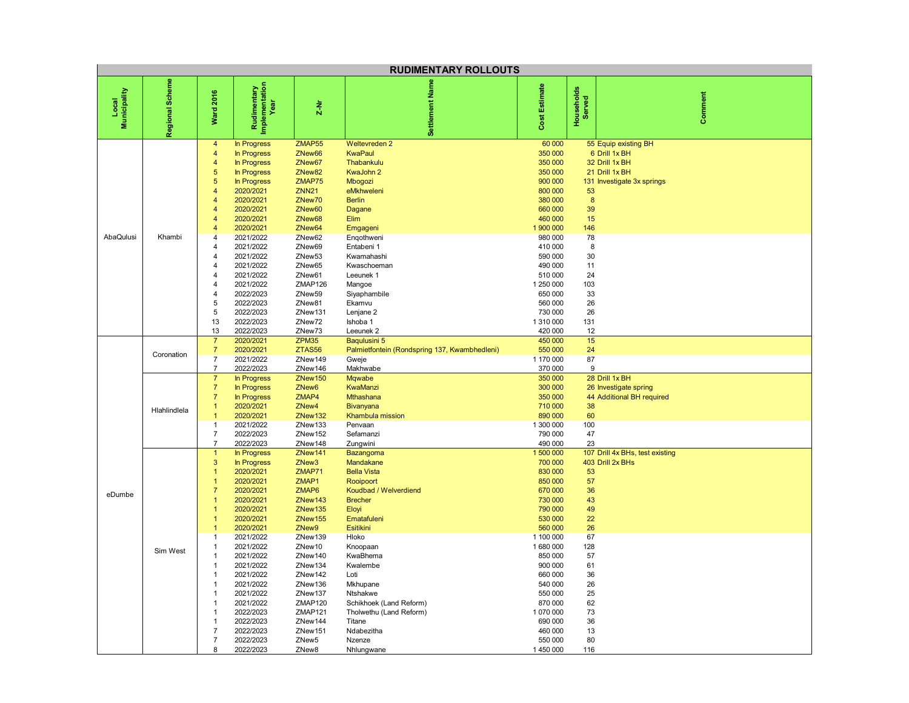# RUDIMENTARY ROLLOUTS

| Local Municipality | Regional Scheme | Ward 2016 | Rudimentary Implementation Year | Z-Nr | Settlement Name | Cost Estimate | Households Served | Comment |
|---|---|---|---|---|---|---|---|---|
| AbaQulusi | Khambi | 4 | In Progress | ZMAP55 | Weltevreden 2 | 60 000 | 55 | Equip existing BH |
| | | 4 | In Progress | ZNew66 | KwaPaul | 350 000 | 6 | Drill 1x BH |
| | | 4 | In Progress | ZNew67 | Thabankulu | 350 000 | 32 | Drill 1x BH |
| | | 5 | In Progress | ZNew82 | KwaJohn 2 | 350 000 | 21 | Drill 1x BH |
| | | 5 | In Progress | ZMAP75 | Mbogozi | 900 000 | 131 | Investigate 3x springs |
| | | 4 | 2020/2021 | ZNN21 | eMkhweleni | 800 000 | 53 | |
| | | 4 | 2020/2021 | ZNew70 | Berlin | 380 000 | 8 | |
| | | 4 | 2020/2021 | ZNew60 | Dagane | 660 000 | 39 | |
| | | 4 | 2020/2021 | ZNew68 | Elim | 460 000 | 15 | |
| | | 4 | 2020/2021 | ZNew64 | Emgageni | 1 900 000 | 146 | |
| | | 4 | 2021/2022 | ZNew62 | Enqothweni | 980 000 | 78 | |
| | | 4 | 2021/2022 | ZNew69 | Entabeni 1 | 410 000 | 8 | |
| | | 4 | 2021/2022 | ZNew53 | Kwamahashi | 590 000 | 30 | |
| | | 4 | 2021/2022 | ZNew65 | Kwaschoeman | 490 000 | 11 | |
| | | 4 | 2021/2022 | ZNew61 | Leeunek 1 | 510 000 | 24 | |
| | | 4 | 2021/2022 | ZMAP126 | Mangoe | 1 250 000 | 103 | |
| | | 4 | 2022/2023 | ZNew59 | Siyaphambile | 650 000 | 33 | |
| | | 5 | 2022/2023 | ZNew81 | Ekamvu | 560 000 | 26 | |
| | | 5 | 2022/2023 | ZNew131 | Lenjane 2 | 730 000 | 26 | |
| | | 13 | 2022/2023 | ZNew72 | Ishoba 1 | 1 310 000 | 131 | |
| | | 13 | 2022/2023 | ZNew73 | Leeunek 2 | 420 000 | 12 | |
| eDumbe | Coronation | 7 | 2020/2021 | ZPM35 | Baqulusini 5 | 450 000 | 15 | |
| | | 7 | 2020/2021 | ZTAS56 | Palmietfontein (Rondspring 137, Kwambhedleni) | 550 000 | 24 | |
| | | 7 | 2021/2022 | ZNew149 | Gweje | 1 170 000 | 87 | |
| | | 7 | 2022/2023 | ZNew146 | Makhwabe | 370 000 | 9 | |
| | Hlahlindlela | 7 | In Progress | ZNew150 | Mqwabe | 350 000 | 28 | Drill 1x BH |
| | | 7 | In Progress | ZNew6 | KwaManzi | 300 000 | 26 | Investigate spring |
| | | 7 | In Progress | ZMAP4 | Mthashana | 350 000 | 44 | Additional BH required |
| | | 1 | 2020/2021 | ZNew4 | Bivanyana | 710 000 | 38 | |
| | | 1 | 2020/2021 | ZNew132 | Khambula mission | 890 000 | 60 | |
| | | 1 | 2021/2022 | ZNew133 | Penvaan | 1 300 000 | 100 | |
| | | 7 | 2022/2023 | ZNew152 | Sefamanzi | 790 000 | 47 | |
| | | 7 | 2022/2023 | ZNew148 | Zungwini | 490 000 | 23 | |
| | Sim West | 1 | In Progress | ZNew141 | Bazangoma | 1 500 000 | 107 | Drill 4x BHs, test existing |
| | | 3 | In Progress | ZNew3 | Mandakane | 700 000 | 403 | Drill 2x BHs |
| | | 1 | 2020/2021 | ZMAP71 | Bella Vista | 830 000 | 53 | |
| | | 1 | 2020/2021 | ZMAP1 | Rooipoort | 850 000 | 57 | |
| | | 7 | 2020/2021 | ZMAP6 | Koudbad / Welverdiend | 670 000 | 36 | |
| | | 1 | 2020/2021 | ZNew143 | Brecher | 730 000 | 43 | |
| | | 1 | 2020/2021 | ZNew135 | Eloyi | 790 000 | 49 | |
| | | 1 | 2020/2021 | ZNew155 | Ematafuleni | 530 000 | 22 | |
| | | 1 | 2020/2021 | ZNew9 | Esitikini | 560 000 | 26 | |
| | | 1 | 2021/2022 | ZNew139 | Hloko | 1 100 000 | 67 | |
| | | 1 | 2021/2022 | ZNew10 | Knoopaan | 1 680 000 | 128 | |
| | | 1 | 2021/2022 | ZNew140 | KwaBhema | 850 000 | 57 | |
| | | 1 | 2021/2022 | ZNew134 | Kwalembe | 900 000 | 61 | |
| | | 1 | 2021/2022 | ZNew142 | Loti | 660 000 | 36 | |
| | | 1 | 2021/2022 | ZNew136 | Mkhupane | 540 000 | 26 | |
| | | 1 | 2021/2022 | ZNew137 | Ntshakwe | 550 000 | 25 | |
| | | 1 | 2021/2022 | ZMAP120 | Schikhoek (Land Reform) | 870 000 | 62 | |
| | | 1 | 2022/2023 | ZMAP121 | Tholwethu (Land Reform) | 1 070 000 | 73 | |
| | | 1 | 2022/2023 | ZNew144 | Titane | 690 000 | 36 | |
| | | 7 | 2022/2023 | ZNew151 | Ndabezitha | 460 000 | 13 | |
| | | 7 | 2022/2023 | ZNew5 | Nzenze | 550 000 | 80 | |
| | | 8 | 2022/2023 | ZNew8 | Nhlungwane | 1 450 000 | 116 | |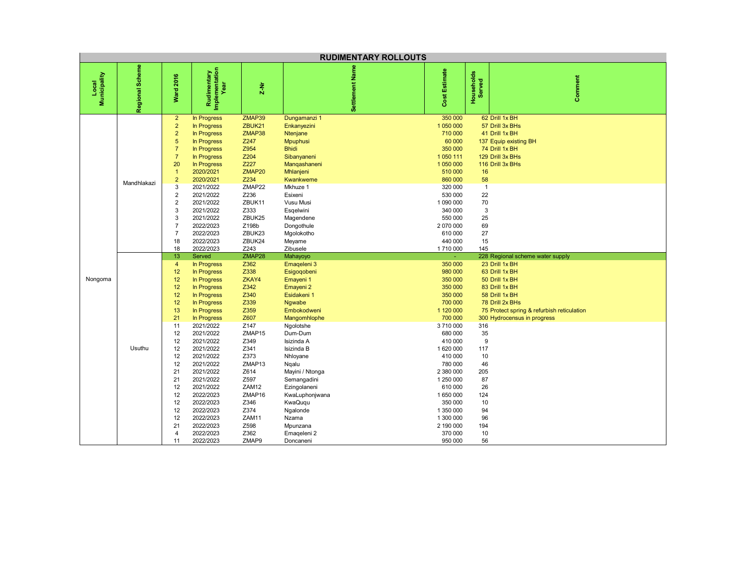## RUDIMENTARY ROLLOUTS

| Local Municipality | Regional Scheme | Ward 2016 | Rudimentary Implementation Year | Z-Nr | Settlement Name | Cost Estimate | Households Served | Comment |
|---|---|---|---|---|---|---|---|---|
| Nongoma | Mandhlakazi | 2 | In Progress | ZMAP39 | Dungamanzi 1 | 350 000 | 62 | Drill 1x BH |
| | | 2 | In Progress | ZBUK21 | Enkanyezini | 1 050 000 | 57 | Drill 3x BHs |
| | | 2 | In Progress | ZMAP38 | Ntenjane | 710 000 | 41 | Drill 1x BH |
| | | 5 | In Progress | Z247 | Mpuphusi | 60 000 | 137 | Equip existing BH |
| | | 7 | In Progress | Z954 | Bhidi | 350 000 | 74 | Drill 1x BH |
| | | 7 | In Progress | Z204 | Sibanyaneni | 1 050 111 | 129 | Drill 3x BHs |
| | | 20 | In Progress | Z227 | Manqashaneni | 1 050 000 | 116 | Drill 3x BHs |
| | | 1 | 2020/2021 | ZMAP20 | Mhlanjeni | 510 000 | 16 | |
| | | 2 | 2020/2021 | Z234 | Kwankweme | 860 000 | 58 | |
| | | 3 | 2021/2022 | ZMAP22 | Mkhuze 1 | 320 000 | 1 | |
| | | 2 | 2021/2022 | Z236 | Esixeni | 530 000 | 22 | |
| | | 2 | 2021/2022 | ZBUK11 | Vusu Musi | 1 090 000 | 70 | |
| | | 3 | 2021/2022 | Z333 | Esqelwini | 340 000 | 3 | |
| | | 3 | 2021/2022 | ZBUK25 | Magendene | 550 000 | 25 | |
| | | 7 | 2022/2023 | Z198b | Dongothule | 2 070 000 | 69 | |
| | | 7 | 2022/2023 | ZBUK23 | Mgolokotho | 610 000 | 27 | |
| | | 18 | 2022/2023 | ZBUK24 | Meyame | 440 000 | 15 | |
| | | 18 | 2022/2023 | Z243 | Zibusele | 1 710 000 | 145 | |
| | Usuthu | 13 | Served | ZMAP28 | Mahayoyo | - | 228 | Regional scheme water supply |
| | | 4 | In Progress | Z362 | Emaqeleni 3 | 350 000 | 23 | Drill 1x BH |
| | | 12 | In Progress | Z338 | Esigoqobeni | 980 000 | 63 | Drill 1x BH |
| | | 12 | In Progress | ZKAY4 | Emayeni 1 | 350 000 | 50 | Drill 1x BH |
| | | 12 | In Progress | Z342 | Emayeni 2 | 350 000 | 83 | Drill 1x BH |
| | | 12 | In Progress | Z340 | Esidakeni 1 | 350 000 | 58 | Drill 1x BH |
| | | 12 | In Progress | Z339 | Ngwabe | 700 000 | 78 | Drill 2x BHs |
| | | 13 | In Progress | Z359 | Embokodweni | 1 120 000 | 75 | Protect spring & refurbish reticulation |
| | | 21 | In Progress | Z607 | Mangomhlophe | 700 000 | 300 | Hydrocensus in progress |
| | | 11 | 2021/2022 | Z147 | Ngolotshe | 3 710 000 | 316 | |
| | | 12 | 2021/2022 | ZMAP15 | Dum-Dum | 680 000 | 35 | |
| | | 12 | 2021/2022 | Z349 | Isizinda A | 410 000 | 9 | |
| | | 12 | 2021/2022 | Z341 | Isizinda B | 1 620 000 | 117 | |
| | | 12 | 2021/2022 | Z373 | Nhloyane | 410 000 | 10 | |
| | | 12 | 2021/2022 | ZMAP13 | Nqalu | 780 000 | 46 | |
| | | 21 | 2021/2022 | Z614 | Mayini / Ntonga | 2 380 000 | 205 | |
| | | 21 | 2021/2022 | Z597 | Semangadini | 1 250 000 | 87 | |
| | | 12 | 2021/2022 | ZAM12 | Ezingolaneni | 610 000 | 26 | |
| | | 12 | 2022/2023 | ZMAP16 | KwaLuphonjwana | 1 650 000 | 124 | |
| | | 12 | 2022/2023 | Z346 | KwaQuqu | 350 000 | 10 | |
| | | 12 | 2022/2023 | Z374 | Ngalonde | 1 350 000 | 94 | |
| | | 12 | 2022/2023 | ZAM11 | Nzama | 1 300 000 | 96 | |
| | | 21 | 2022/2023 | Z598 | Mpunzana | 2 190 000 | 194 | |
| | | 4 | 2022/2023 | Z362 | Emaqeleni 2 | 370 000 | 10 | |
| | | 11 | 2022/2023 | ZMAP9 | Doncaneni | 950 000 | 56 | |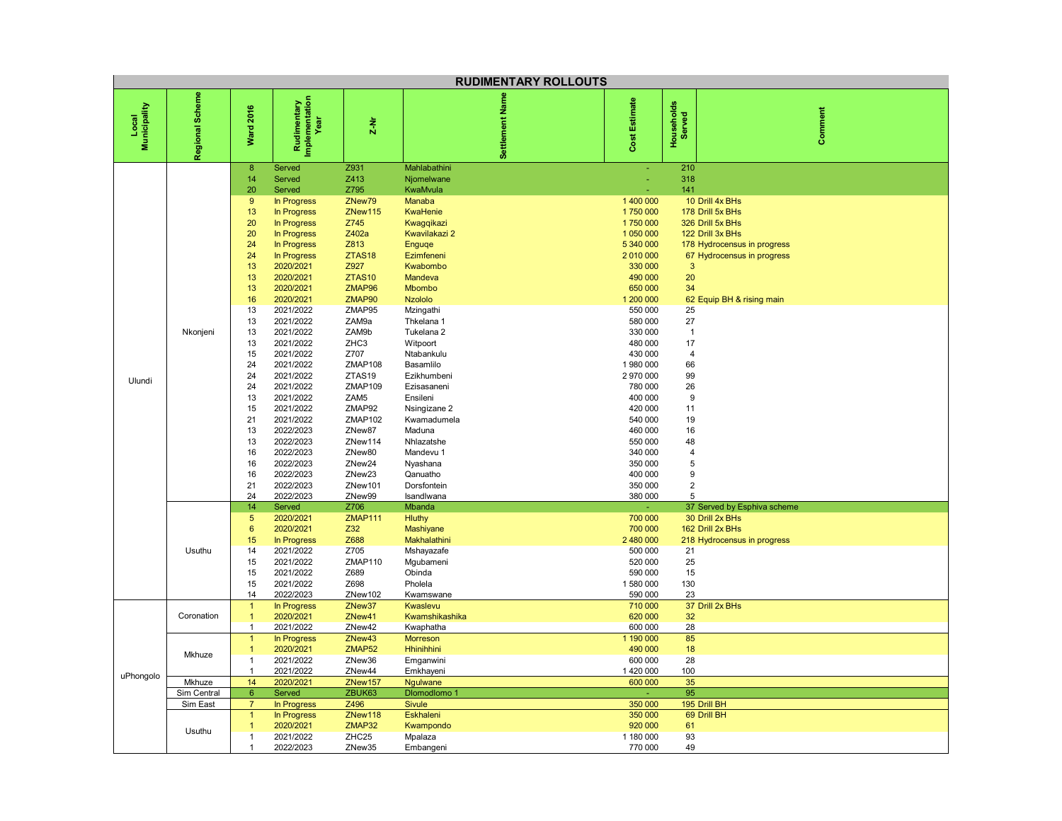## RUDIMENTARY ROLLOUTS

| Local Municipality | Regional Scheme | Ward 2016 | Rudimentary Implementation Year | Z-Nr | Settlement Name | Cost Estimate | Households Served | Comment |
|---|---|---|---|---|---|---|---|---|
| Ulundi | Nkonjeni | 8 | Served | Z931 | Mahlabathini | - | 210 | |
| | | 14 | Served | Z413 | Njomelwane | - | 318 | |
| | | 20 | Served | Z795 | KwaMvula | - | 141 | |
| | | 9 | In Progress | ZNew79 | Manaba | 1 400 000 | 10 | Drill 4x BHs |
| | | 13 | In Progress | ZNew115 | KwaHenie | 1 750 000 | 178 | Drill 5x BHs |
| | | 20 | In Progress | Z745 | Kwagqikazi | 1 750 000 | 326 | Drill 5x BHs |
| | | 20 | In Progress | Z402a | Kwavilakazi 2 | 1 050 000 | 122 | Drill 3x BHs |
| | | 24 | In Progress | Z813 | Enguqe | 5 340 000 | 178 | Hydrocensus in progress |
| | | 24 | In Progress | ZTAS18 | Ezimfeneni | 2 010 000 | 67 | Hydrocensus in progress |
| | | 13 | 2020/2021 | Z927 | Kwabombo | 330 000 | 3 | |
| | | 13 | 2020/2021 | ZTAS10 | Mandeva | 490 000 | 20 | |
| | | 13 | 2020/2021 | ZMAP96 | Mbombo | 650 000 | 34 | |
| | | 16 | 2020/2021 | ZMAP90 | Nzololo | 1 200 000 | 62 | Equip BH & rising main |
| | | 13 | 2021/2022 | ZMAP95 | Mzingathi | 550 000 | 25 | |
| | | 13 | 2021/2022 | ZAM9a | Thkelana 1 | 580 000 | 27 | |
| | | 13 | 2021/2022 | ZAM9b | Tukelana 2 | 330 000 | 1 | |
| | | 13 | 2021/2022 | ZHC3 | Witpoort | 480 000 | 17 | |
| | | 15 | 2021/2022 | Z707 | Ntabankulu | 430 000 | 4 | |
| | | 24 | 2021/2022 | ZMAP108 | Basamlilo | 1 980 000 | 66 | |
| | | 24 | 2021/2022 | ZTAS19 | Ezikhumbeni | 2 970 000 | 99 | |
| | | 24 | 2021/2022 | ZMAP109 | Ezisasaneni | 780 000 | 26 | |
| | | 13 | 2021/2022 | ZAM5 | Ensileni | 400 000 | 9 | |
| | | 15 | 2021/2022 | ZMAP92 | Nsingizane 2 | 420 000 | 11 | |
| | | 21 | 2021/2022 | ZMAP102 | Kwamadumela | 540 000 | 19 | |
| | | 13 | 2022/2023 | ZNew87 | Maduna | 460 000 | 16 | |
| | | 13 | 2022/2023 | ZNew114 | Nhlazatshe | 550 000 | 48 | |
| | | 16 | 2022/2023 | ZNew80 | Mandevu 1 | 340 000 | 4 | |
| | | 16 | 2022/2023 | ZNew24 | Nyashana | 350 000 | 5 | |
| | | 16 | 2022/2023 | ZNew23 | Qanuatho | 400 000 | 9 | |
| | | 21 | 2022/2023 | ZNew101 | Dorsfontein | 350 000 | 2 | |
| | | 24 | 2022/2023 | ZNew99 | Isandlwana | 380 000 | 5 | |
| | Usuthu | 14 | Served | Z706 | Mbanda | - | 37 | Served by Esphiva scheme |
| | | 5 | 2020/2021 | ZMAP111 | Hluthy | 700 000 | 30 | Drill 2x BHs |
| | | 6 | 2020/2021 | Z32 | Mashiyane | 700 000 | 162 | Drill 2x BHs |
| | | 15 | In Progress | Z688 | Makhalathini | 2 480 000 | 218 | Hydrocensus in progress |
| | | 14 | 2021/2022 | Z705 | Mshayazafe | 500 000 | 21 | |
| | | 15 | 2021/2022 | ZMAP110 | Mgubameni | 520 000 | 25 | |
| | | 15 | 2021/2022 | Z689 | Obinda | 590 000 | 15 | |
| | | 15 | 2021/2022 | Z698 | Pholela | 1 580 000 | 130 | |
| | | 14 | 2022/2023 | ZNew102 | Kwamswane | 590 000 | 23 | |
| uPhongolo | Coronation | 1 | In Progress | ZNew37 | Kwaslevu | 710 000 | 37 | Drill 2x BHs |
| | | 1 | 2020/2021 | ZNew41 | Kwamshikashika | 620 000 | 32 | |
| | | 1 | 2021/2022 | ZNew42 | Kwaphatha | 600 000 | 28 | |
| | Mkhuze | 1 | In Progress | ZNew43 | Morreson | 1 190 000 | 85 | |
| | | 1 | 2020/2021 | ZMAP52 | Hhinihhini | 490 000 | 18 | |
| | | 1 | 2021/2022 | ZNew36 | Emganwini | 600 000 | 28 | |
| | | 1 | 2021/2022 | ZNew44 | Emkhayeni | 1 420 000 | 100 | |
| | Mkhuze | 14 | 2020/2021 | ZNew157 | Ngulwane | 600 000 | 35 | |
| | Sim Central | 6 | Served | ZBUK63 | Dlomodlomo 1 | - | 95 | |
| | Sim East | 7 | In Progress | Z496 | Sivule | 350 000 | 195 | Drill BH |
| | Usuthu | 1 | In Progress | ZNew118 | Eskhaleni | 350 000 | 69 | Drill BH |
| | | 1 | 2020/2021 | ZMAP32 | Kwampondo | 920 000 | 61 | |
| | | 1 | 2021/2022 | ZHC25 | Mpalaza | 1 180 000 | 93 | |
| | | 1 | 2022/2023 | ZNew35 | Embangeni | 770 000 | 49 | |